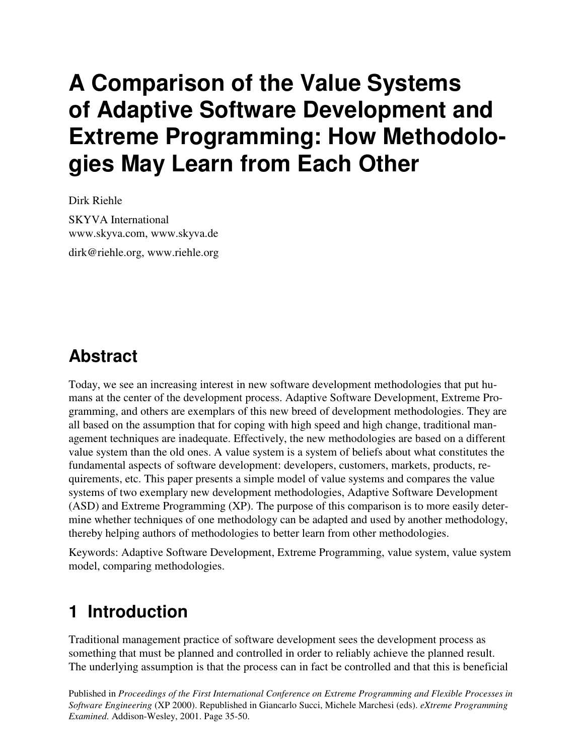# A Comparison of the Value Systems of Adaptive Software Development and Extreme Programming: How Methodologies May Learn from Each Other

Dirk Riehle

SKYVA International
www.skyva.com, www.skyva.de

dirk@riehle.org, www.riehle.org

## Abstract

Today, we see an increasing interest in new software development methodologies that put humans at the center of the development process. Adaptive Software Development, Extreme Programming, and others are exemplars of this new breed of development methodologies. They are all based on the assumption that for coping with high speed and high change, traditional management techniques are inadequate. Effectively, the new methodologies are based on a different value system than the old ones. A value system is a system of beliefs about what constitutes the fundamental aspects of software development: developers, customers, markets, products, requirements, etc. This paper presents a simple model of value systems and compares the value systems of two exemplary new development methodologies, Adaptive Software Development (ASD) and Extreme Programming (XP). The purpose of this comparison is to more easily determine whether techniques of one methodology can be adapted and used by another methodology, thereby helping authors of methodologies to better learn from other methodologies.

Keywords: Adaptive Software Development, Extreme Programming, value system, value system model, comparing methodologies.

## 1 Introduction

Traditional management practice of software development sees the development process as something that must be planned and controlled in order to reliably achieve the planned result. The underlying assumption is that the process can in fact be controlled and that this is beneficial

Published in *Proceedings of the First International Conference on Extreme Programming and Flexible Processes in Software Engineering* (XP 2000). Republished in Giancarlo Succi, Michele Marchesi (eds). *eXtreme Programming Examined.* Addison-Wesley, 2001. Page 35-50.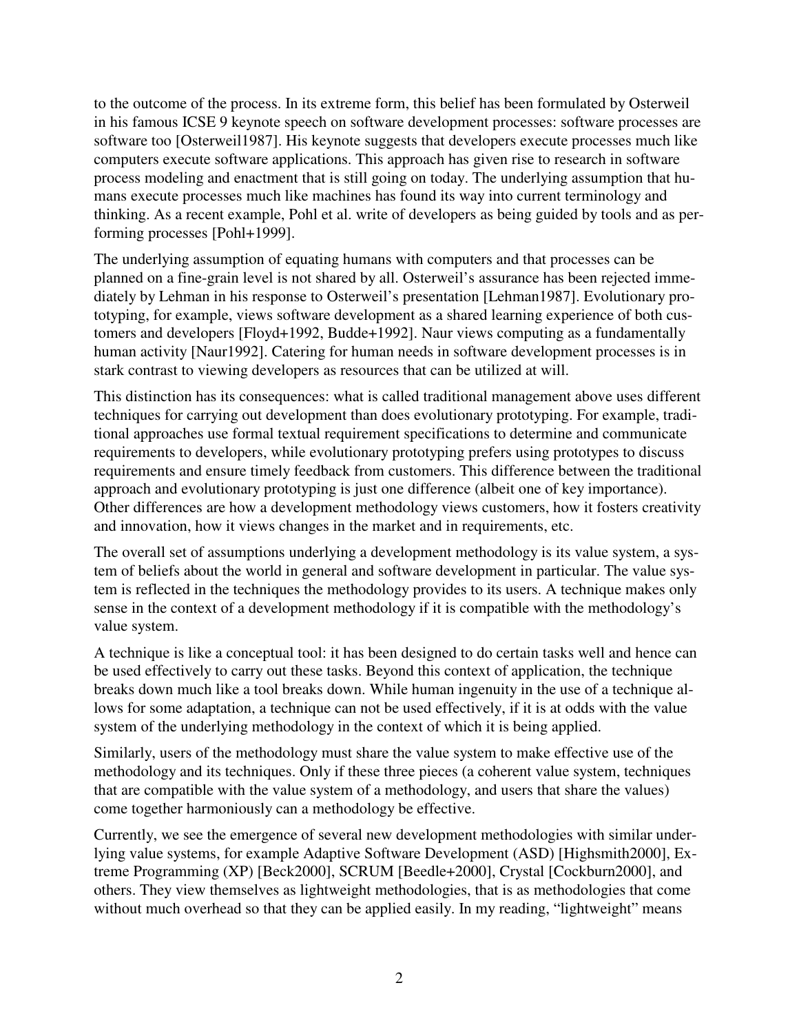to the outcome of the process. In its extreme form, this belief has been formulated by Osterweil in his famous ICSE 9 keynote speech on software development processes: software processes are software too [Osterweil1987]. His keynote suggests that developers execute processes much like computers execute software applications. This approach has given rise to research in software process modeling and enactment that is still going on today. The underlying assumption that humans execute processes much like machines has found its way into current terminology and thinking. As a recent example, Pohl et al. write of developers as being guided by tools and as performing processes [Pohl+1999].

The underlying assumption of equating humans with computers and that processes can be planned on a fine-grain level is not shared by all. Osterweil's assurance has been rejected immediately by Lehman in his response to Osterweil's presentation [Lehman1987]. Evolutionary prototyping, for example, views software development as a shared learning experience of both customers and developers [Floyd+1992, Budde+1992]. Naur views computing as a fundamentally human activity [Naur1992]. Catering for human needs in software development processes is in stark contrast to viewing developers as resources that can be utilized at will.

This distinction has its consequences: what is called traditional management above uses different techniques for carrying out development than does evolutionary prototyping. For example, traditional approaches use formal textual requirement specifications to determine and communicate requirements to developers, while evolutionary prototyping prefers using prototypes to discuss requirements and ensure timely feedback from customers. This difference between the traditional approach and evolutionary prototyping is just one difference (albeit one of key importance). Other differences are how a development methodology views customers, how it fosters creativity and innovation, how it views changes in the market and in requirements, etc.

The overall set of assumptions underlying a development methodology is its value system, a system of beliefs about the world in general and software development in particular. The value system is reflected in the techniques the methodology provides to its users. A technique makes only sense in the context of a development methodology if it is compatible with the methodology's value system.

A technique is like a conceptual tool: it has been designed to do certain tasks well and hence can be used effectively to carry out these tasks. Beyond this context of application, the technique breaks down much like a tool breaks down. While human ingenuity in the use of a technique allows for some adaptation, a technique can not be used effectively, if it is at odds with the value system of the underlying methodology in the context of which it is being applied.

Similarly, users of the methodology must share the value system to make effective use of the methodology and its techniques. Only if these three pieces (a coherent value system, techniques that are compatible with the value system of a methodology, and users that share the values) come together harmoniously can a methodology be effective.

Currently, we see the emergence of several new development methodologies with similar underlying value systems, for example Adaptive Software Development (ASD) [Highsmith2000], Extreme Programming (XP) [Beck2000], SCRUM [Beedle+2000], Crystal [Cockburn2000], and others. They view themselves as lightweight methodologies, that is as methodologies that come without much overhead so that they can be applied easily. In my reading, "lightweight" means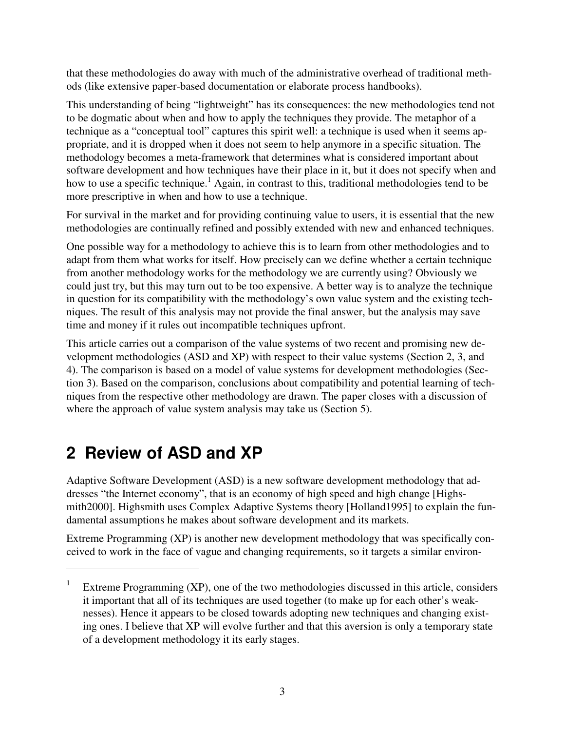that these methodologies do away with much of the administrative overhead of traditional methods (like extensive paper-based documentation or elaborate process handbooks).

This understanding of being "lightweight" has its consequences: the new methodologies tend not to be dogmatic about when and how to apply the techniques they provide. The metaphor of a technique as a "conceptual tool" captures this spirit well: a technique is used when it seems appropriate, and it is dropped when it does not seem to help anymore in a specific situation. The methodology becomes a meta-framework that determines what is considered important about software development and how techniques have their place in it, but it does not specify when and how to use a specific technique.[1] Again, in contrast to this, traditional methodologies tend to be more prescriptive in when and how to use a technique.

For survival in the market and for providing continuing value to users, it is essential that the new methodologies are continually refined and possibly extended with new and enhanced techniques.

One possible way for a methodology to achieve this is to learn from other methodologies and to adapt from them what works for itself. How precisely can we define whether a certain technique from another methodology works for the methodology we are currently using? Obviously we could just try, but this may turn out to be too expensive. A better way is to analyze the technique in question for its compatibility with the methodology's own value system and the existing techniques. The result of this analysis may not provide the final answer, but the analysis may save time and money if it rules out incompatible techniques upfront.

This article carries out a comparison of the value systems of two recent and promising new development methodologies (ASD and XP) with respect to their value systems (Section 2, 3, and 4). The comparison is based on a model of value systems for development methodologies (Section 3). Based on the comparison, conclusions about compatibility and potential learning of techniques from the respective other methodology are drawn. The paper closes with a discussion of where the approach of value system analysis may take us (Section 5).

# 2 Review of ASD and XP

Adaptive Software Development (ASD) is a new software development methodology that addresses "the Internet economy", that is an economy of high speed and high change [Highsmith2000]. Highsmith uses Complex Adaptive Systems theory [Holland1995] to explain the fundamental assumptions he makes about software development and its markets.

Extreme Programming (XP) is another new development methodology that was specifically conceived to work in the face of vague and changing requirements, so it targets a similar environ-

---

[1] Extreme Programming (XP), one of the two methodologies discussed in this article, considers it important that all of its techniques are used together (to make up for each other's weaknesses). Hence it appears to be closed towards adopting new techniques and changing existing ones. I believe that XP will evolve further and that this aversion is only a temporary state of a development methodology it its early stages.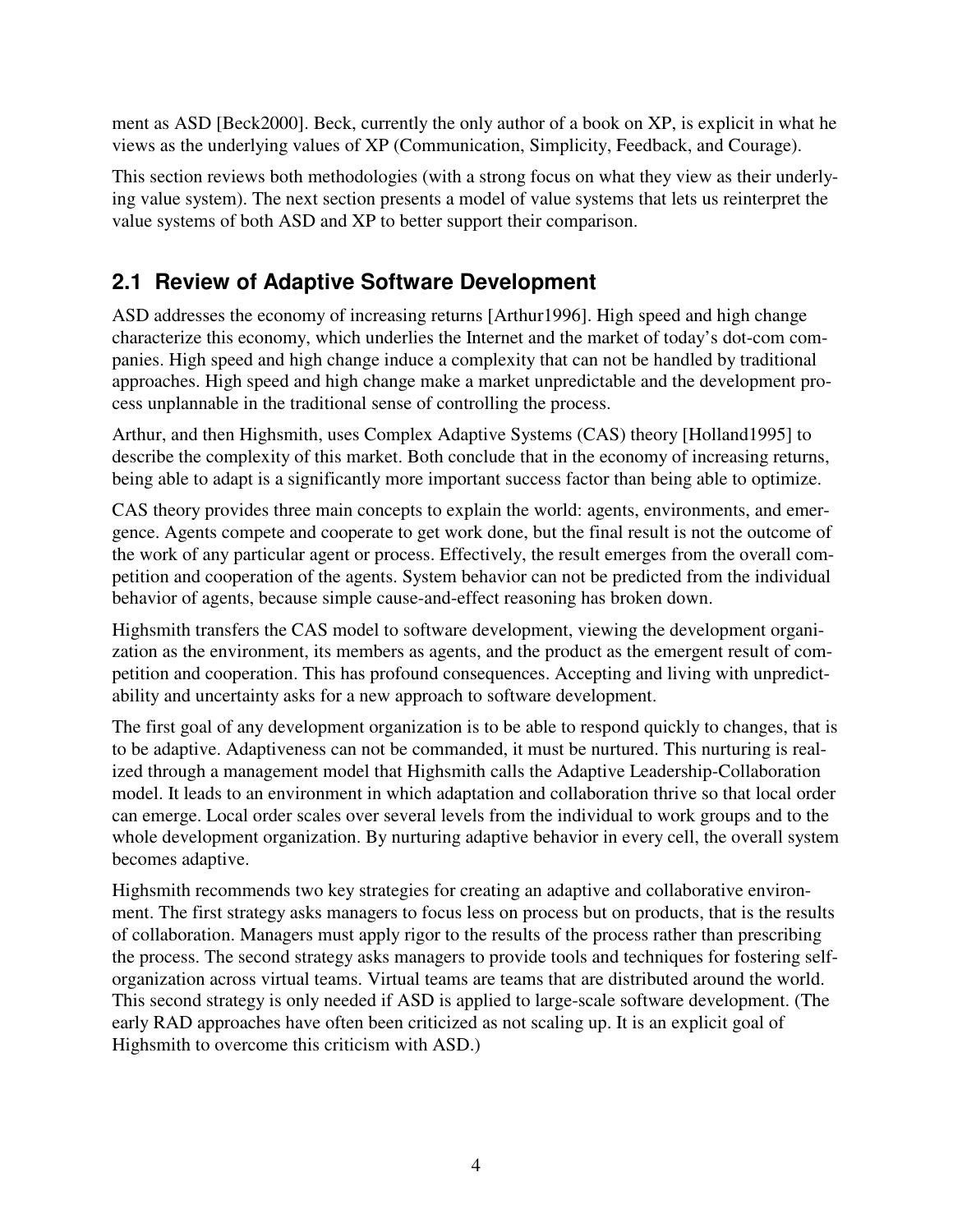ment as ASD [Beck2000]. Beck, currently the only author of a book on XP, is explicit in what he views as the underlying values of XP (Communication, Simplicity, Feedback, and Courage).

This section reviews both methodologies (with a strong focus on what they view as their underlying value system). The next section presents a model of value systems that lets us reinterpret the value systems of both ASD and XP to better support their comparison.

## 2.1 Review of Adaptive Software Development

ASD addresses the economy of increasing returns [Arthur1996]. High speed and high change characterize this economy, which underlies the Internet and the market of today's dot-com companies. High speed and high change induce a complexity that can not be handled by traditional approaches. High speed and high change make a market unpredictable and the development process unplannable in the traditional sense of controlling the process.

Arthur, and then Highsmith, uses Complex Adaptive Systems (CAS) theory [Holland1995] to describe the complexity of this market. Both conclude that in the economy of increasing returns, being able to adapt is a significantly more important success factor than being able to optimize.

CAS theory provides three main concepts to explain the world: agents, environments, and emergence. Agents compete and cooperate to get work done, but the final result is not the outcome of the work of any particular agent or process. Effectively, the result emerges from the overall competition and cooperation of the agents. System behavior can not be predicted from the individual behavior of agents, because simple cause-and-effect reasoning has broken down.

Highsmith transfers the CAS model to software development, viewing the development organization as the environment, its members as agents, and the product as the emergent result of competition and cooperation. This has profound consequences. Accepting and living with unpredictability and uncertainty asks for a new approach to software development.

The first goal of any development organization is to be able to respond quickly to changes, that is to be adaptive. Adaptiveness can not be commanded, it must be nurtured. This nurturing is realized through a management model that Highsmith calls the Adaptive Leadership-Collaboration model. It leads to an environment in which adaptation and collaboration thrive so that local order can emerge. Local order scales over several levels from the individual to work groups and to the whole development organization. By nurturing adaptive behavior in every cell, the overall system becomes adaptive.

Highsmith recommends two key strategies for creating an adaptive and collaborative environment. The first strategy asks managers to focus less on process but on products, that is the results of collaboration. Managers must apply rigor to the results of the process rather than prescribing the process. The second strategy asks managers to provide tools and techniques for fostering self-organization across virtual teams. Virtual teams are teams that are distributed around the world. This second strategy is only needed if ASD is applied to large-scale software development. (The early RAD approaches have often been criticized as not scaling up. It is an explicit goal of Highsmith to overcome this criticism with ASD.)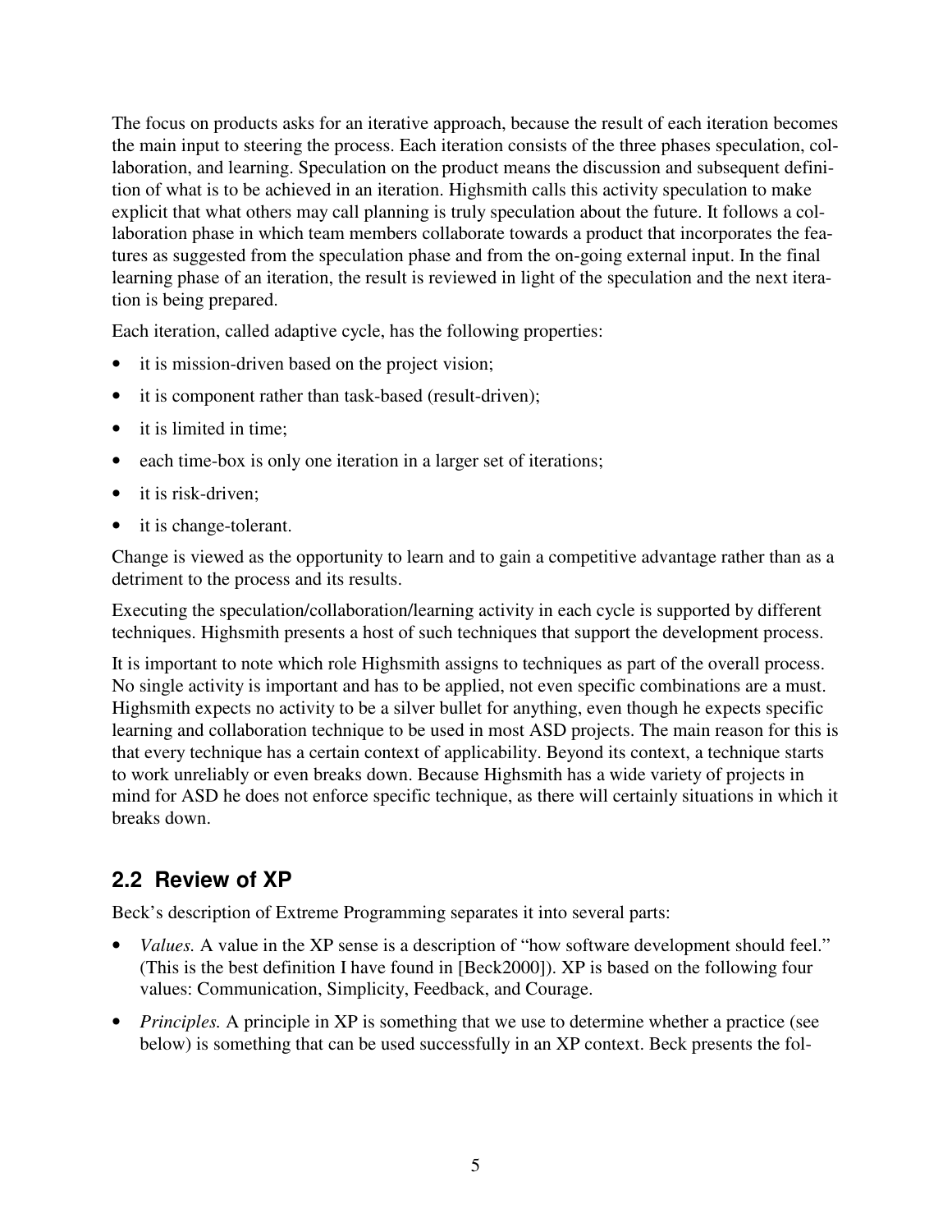The focus on products asks for an iterative approach, because the result of each iteration becomes the main input to steering the process. Each iteration consists of the three phases speculation, collaboration, and learning. Speculation on the product means the discussion and subsequent definition of what is to be achieved in an iteration. Highsmith calls this activity speculation to make explicit that what others may call planning is truly speculation about the future. It follows a collaboration phase in which team members collaborate towards a product that incorporates the features as suggested from the speculation phase and from the on-going external input. In the final learning phase of an iteration, the result is reviewed in light of the speculation and the next iteration is being prepared.

Each iteration, called adaptive cycle, has the following properties:

- it is mission-driven based on the project vision;
- it is component rather than task-based (result-driven);
- it is limited in time;
- each time-box is only one iteration in a larger set of iterations;
- it is risk-driven;
- it is change-tolerant.

Change is viewed as the opportunity to learn and to gain a competitive advantage rather than as a detriment to the process and its results.

Executing the speculation/collaboration/learning activity in each cycle is supported by different techniques. Highsmith presents a host of such techniques that support the development process.

It is important to note which role Highsmith assigns to techniques as part of the overall process. No single activity is important and has to be applied, not even specific combinations are a must. Highsmith expects no activity to be a silver bullet for anything, even though he expects specific learning and collaboration technique to be used in most ASD projects. The main reason for this is that every technique has a certain context of applicability. Beyond its context, a technique starts to work unreliably or even breaks down. Because Highsmith has a wide variety of projects in mind for ASD he does not enforce specific technique, as there will certainly situations in which it breaks down.

## 2.2 Review of XP

Beck's description of Extreme Programming separates it into several parts:

- *Values.* A value in the XP sense is a description of "how software development should feel." (This is the best definition I have found in [Beck2000]). XP is based on the following four values: Communication, Simplicity, Feedback, and Courage.
- *Principles.* A principle in XP is something that we use to determine whether a practice (see below) is something that can be used successfully in an XP context. Beck presents the fol-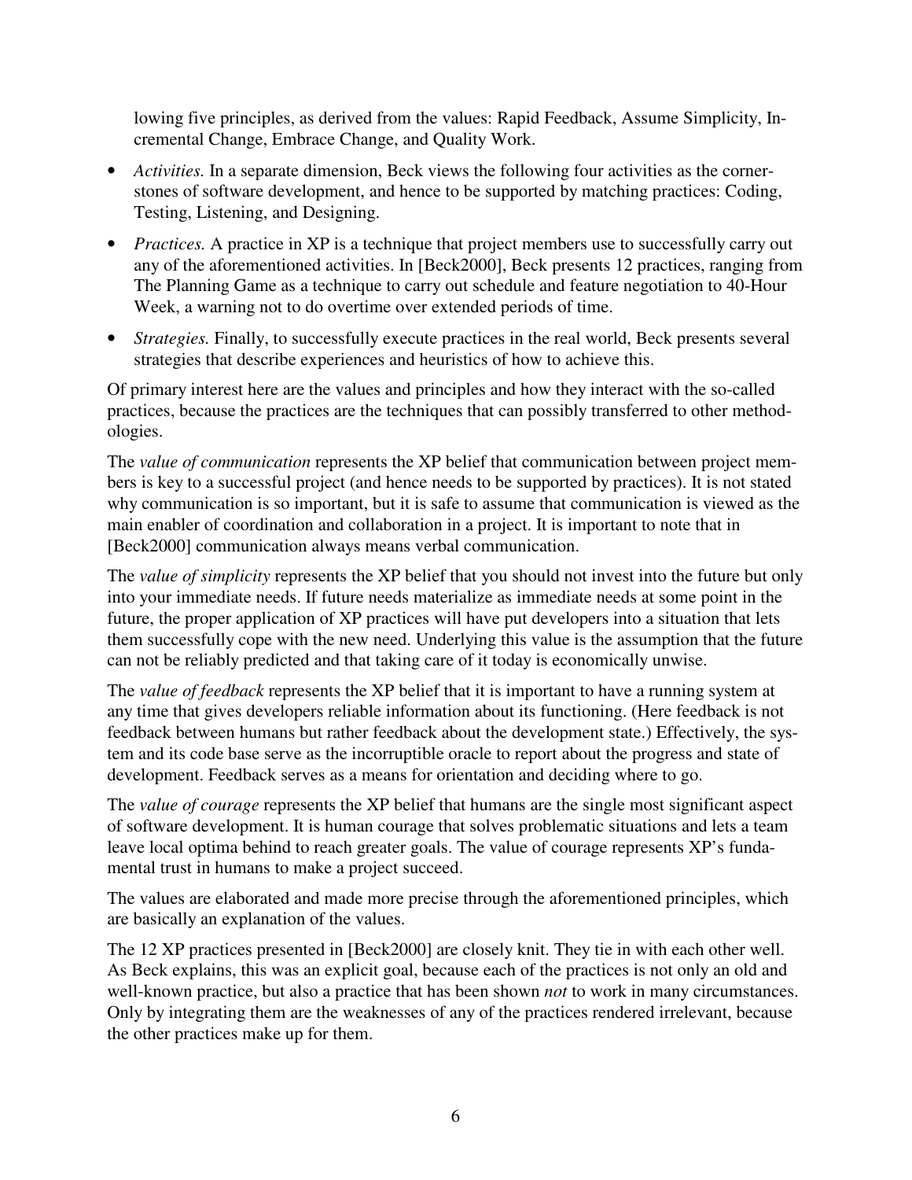lowing five principles, as derived from the values: Rapid Feedback, Assume Simplicity, Incremental Change, Embrace Change, and Quality Work.

- *Activities.* In a separate dimension, Beck views the following four activities as the cornerstones of software development, and hence to be supported by matching practices: Coding, Testing, Listening, and Designing.
- *Practices.* A practice in XP is a technique that project members use to successfully carry out any of the aforementioned activities. In [Beck2000], Beck presents 12 practices, ranging from The Planning Game as a technique to carry out schedule and feature negotiation to 40-Hour Week, a warning not to do overtime over extended periods of time.
- *Strategies.* Finally, to successfully execute practices in the real world, Beck presents several strategies that describe experiences and heuristics of how to achieve this.

Of primary interest here are the values and principles and how they interact with the so-called practices, because the practices are the techniques that can possibly transferred to other methodologies.

The *value of communication* represents the XP belief that communication between project members is key to a successful project (and hence needs to be supported by practices). It is not stated why communication is so important, but it is safe to assume that communication is viewed as the main enabler of coordination and collaboration in a project. It is important to note that in [Beck2000] communication always means verbal communication.

The *value of simplicity* represents the XP belief that you should not invest into the future but only into your immediate needs. If future needs materialize as immediate needs at some point in the future, the proper application of XP practices will have put developers into a situation that lets them successfully cope with the new need. Underlying this value is the assumption that the future can not be reliably predicted and that taking care of it today is economically unwise.

The *value of feedback* represents the XP belief that it is important to have a running system at any time that gives developers reliable information about its functioning. (Here feedback is not feedback between humans but rather feedback about the development state.) Effectively, the system and its code base serve as the incorruptible oracle to report about the progress and state of development. Feedback serves as a means for orientation and deciding where to go.

The *value of courage* represents the XP belief that humans are the single most significant aspect of software development. It is human courage that solves problematic situations and lets a team leave local optima behind to reach greater goals. The value of courage represents XP's fundamental trust in humans to make a project succeed.

The values are elaborated and made more precise through the aforementioned principles, which are basically an explanation of the values.

The 12 XP practices presented in [Beck2000] are closely knit. They tie in with each other well. As Beck explains, this was an explicit goal, because each of the practices is not only an old and well-known practice, but also a practice that has been shown *not* to work in many circumstances. Only by integrating them are the weaknesses of any of the practices rendered irrelevant, because the other practices make up for them.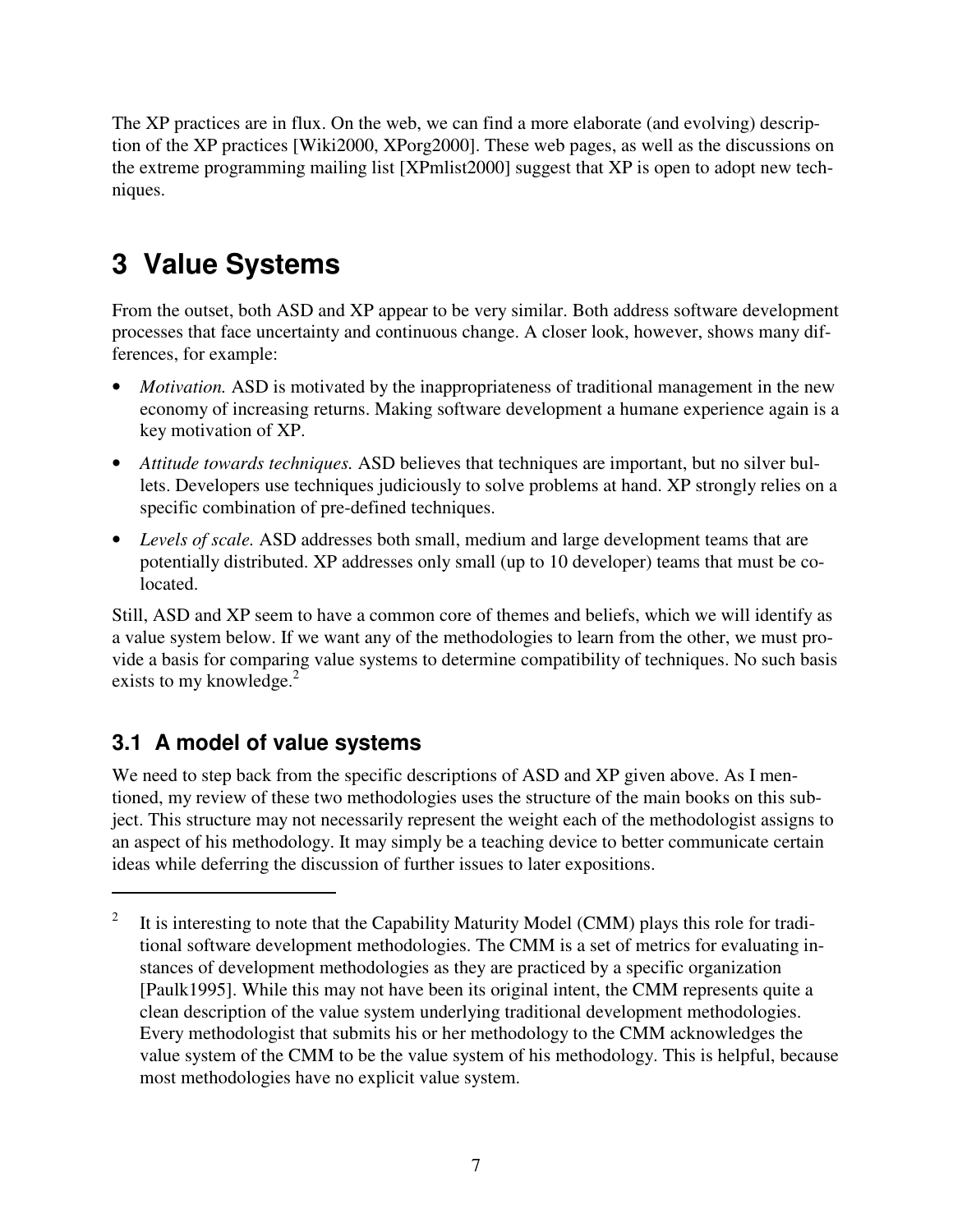The XP practices are in flux. On the web, we can find a more elaborate (and evolving) description of the XP practices [Wiki2000, XPorg2000]. These web pages, as well as the discussions on the extreme programming mailing list [XPmlist2000] suggest that XP is open to adopt new techniques.

# 3 Value Systems

From the outset, both ASD and XP appear to be very similar. Both address software development processes that face uncertainty and continuous change. A closer look, however, shows many differences, for example:

- *Motivation.* ASD is motivated by the inappropriateness of traditional management in the new economy of increasing returns. Making software development a humane experience again is a key motivation of XP.
- *Attitude towards techniques.* ASD believes that techniques are important, but no silver bullets. Developers use techniques judiciously to solve problems at hand. XP strongly relies on a specific combination of pre-defined techniques.
- *Levels of scale.* ASD addresses both small, medium and large development teams that are potentially distributed. XP addresses only small (up to 10 developer) teams that must be co-located.

Still, ASD and XP seem to have a common core of themes and beliefs, which we will identify as a value system below. If we want any of the methodologies to learn from the other, we must provide a basis for comparing value systems to determine compatibility of techniques. No such basis exists to my knowledge.[2]

## 3.1 A model of value systems

We need to step back from the specific descriptions of ASD and XP given above. As I mentioned, my review of these two methodologies uses the structure of the main books on this subject. This structure may not necessarily represent the weight each of the methodologist assigns to an aspect of his methodology. It may simply be a teaching device to better communicate certain ideas while deferring the discussion of further issues to later expositions.

---

[2] It is interesting to note that the Capability Maturity Model (CMM) plays this role for traditional software development methodologies. The CMM is a set of metrics for evaluating instances of development methodologies as they are practiced by a specific organization [Paulk1995]. While this may not have been its original intent, the CMM represents quite a clean description of the value system underlying traditional development methodologies. Every methodologist that submits his or her methodology to the CMM acknowledges the value system of the CMM to be the value system of his methodology. This is helpful, because most methodologies have no explicit value system.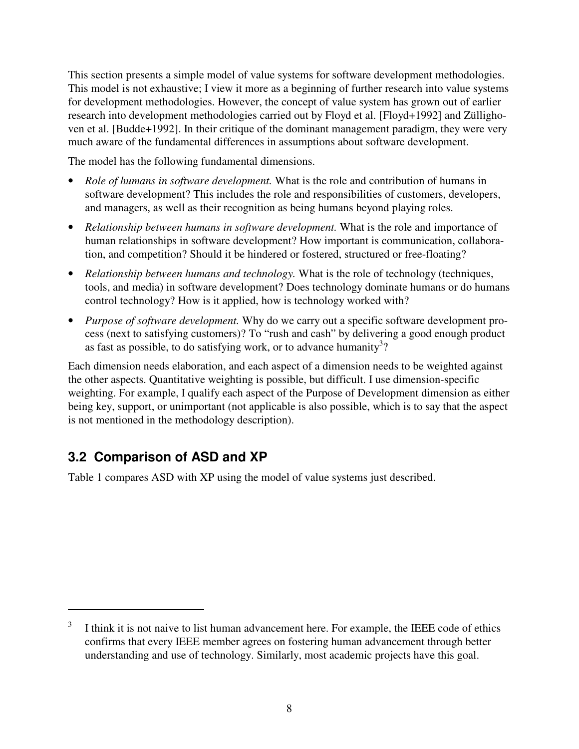This section presents a simple model of value systems for software development methodologies. This model is not exhaustive; I view it more as a beginning of further research into value systems for development methodologies. However, the concept of value system has grown out of earlier research into development methodologies carried out by Floyd et al. [Floyd+1992] and Züllighoven et al. [Budde+1992]. In their critique of the dominant management paradigm, they were very much aware of the fundamental differences in assumptions about software development.

The model has the following fundamental dimensions.

- *Role of humans in software development.* What is the role and contribution of humans in software development? This includes the role and responsibilities of customers, developers, and managers, as well as their recognition as being humans beyond playing roles.
- *Relationship between humans in software development.* What is the role and importance of human relationships in software development? How important is communication, collaboration, and competition? Should it be hindered or fostered, structured or free-floating?
- *Relationship between humans and technology.* What is the role of technology (techniques, tools, and media) in software development? Does technology dominate humans or do humans control technology? How is it applied, how is technology worked with?
- *Purpose of software development.* Why do we carry out a specific software development process (next to satisfying customers)? To "rush and cash" by delivering a good enough product as fast as possible, to do satisfying work, or to advance humanity[3]?

Each dimension needs elaboration, and each aspect of a dimension needs to be weighted against the other aspects. Quantitative weighting is possible, but difficult. I use dimension-specific weighting. For example, I qualify each aspect of the Purpose of Development dimension as either being key, support, or unimportant (not applicable is also possible, which is to say that the aspect is not mentioned in the methodology description).

## 3.2 Comparison of ASD and XP

Table 1 compares ASD with XP using the model of value systems just described.

[3] I think it is not naive to list human advancement here. For example, the IEEE code of ethics confirms that every IEEE member agrees on fostering human advancement through better understanding and use of technology. Similarly, most academic projects have this goal.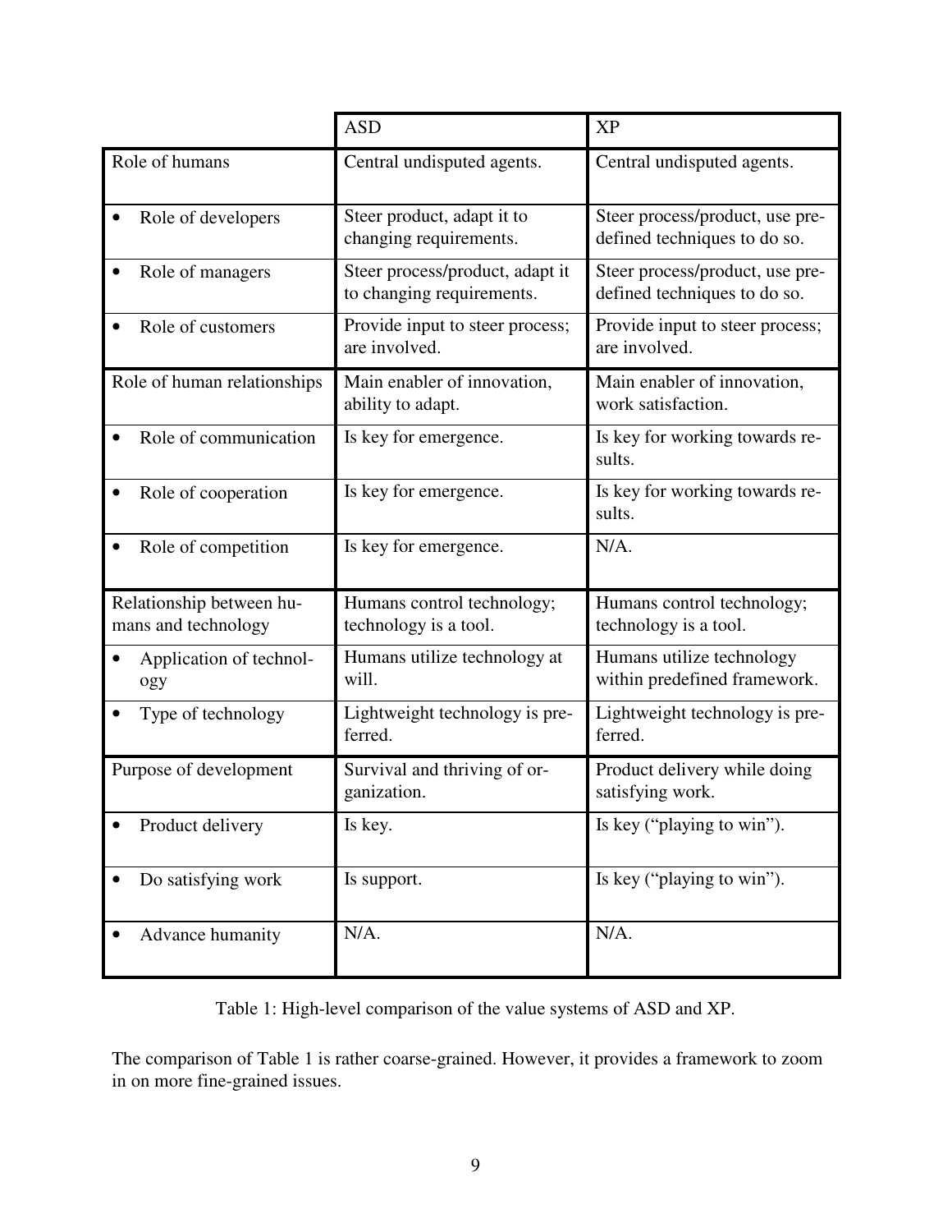| | ASD | XP |
|---|---|---|
| Role of humans | Central undisputed agents. | Central undisputed agents. |
| • Role of developers | Steer product, adapt it to changing requirements. | Steer process/product, use pre-defined techniques to do so. |
| • Role of managers | Steer process/product, adapt it to changing requirements. | Steer process/product, use pre-defined techniques to do so. |
| • Role of customers | Provide input to steer process; are involved. | Provide input to steer process; are involved. |
| Role of human relationships | Main enabler of innovation, ability to adapt. | Main enabler of innovation, work satisfaction. |
| • Role of communication | Is key for emergence. | Is key for working towards results. |
| • Role of cooperation | Is key for emergence. | Is key for working towards results. |
| • Role of competition | Is key for emergence. | N/A. |
| Relationship between humans and technology | Humans control technology; technology is a tool. | Humans control technology; technology is a tool. |
| • Application of technology | Humans utilize technology at will. | Humans utilize technology within predefined framework. |
| • Type of technology | Lightweight technology is preferred. | Lightweight technology is preferred. |
| Purpose of development | Survival and thriving of organization. | Product delivery while doing satisfying work. |
| • Product delivery | Is key. | Is key ("playing to win"). |
| • Do satisfying work | Is support. | Is key ("playing to win"). |
| • Advance humanity | N/A. | N/A. |

Table 1: High-level comparison of the value systems of ASD and XP.

The comparison of Table 1 is rather coarse-grained. However, it provides a framework to zoom in on more fine-grained issues.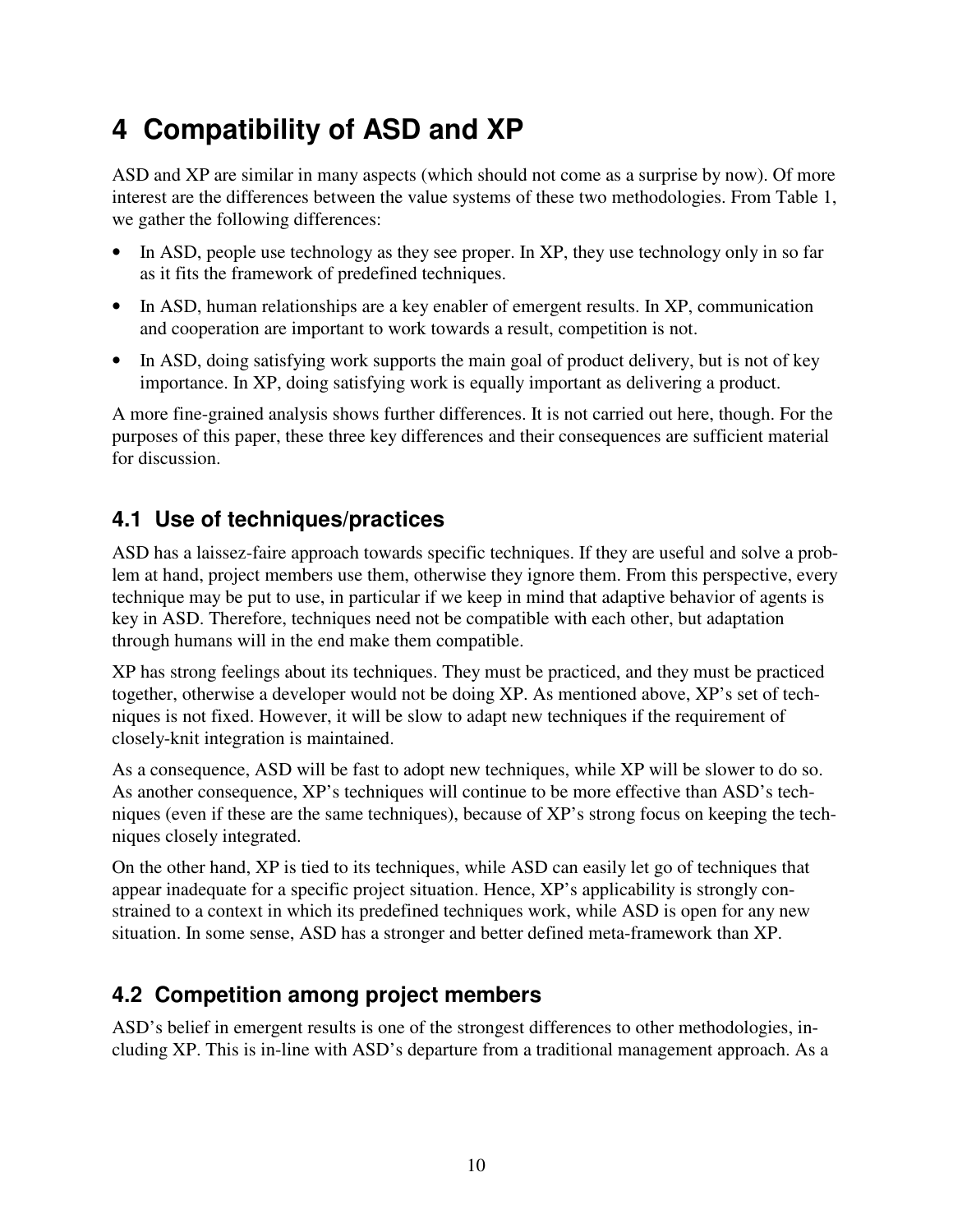# 4 Compatibility of ASD and XP

ASD and XP are similar in many aspects (which should not come as a surprise by now). Of more interest are the differences between the value systems of these two methodologies. From Table 1, we gather the following differences:

- In ASD, people use technology as they see proper. In XP, they use technology only in so far as it fits the framework of predefined techniques.
- In ASD, human relationships are a key enabler of emergent results. In XP, communication and cooperation are important to work towards a result, competition is not.
- In ASD, doing satisfying work supports the main goal of product delivery, but is not of key importance. In XP, doing satisfying work is equally important as delivering a product.

A more fine-grained analysis shows further differences. It is not carried out here, though. For the purposes of this paper, these three key differences and their consequences are sufficient material for discussion.

## 4.1 Use of techniques/practices

ASD has a laissez-faire approach towards specific techniques. If they are useful and solve a problem at hand, project members use them, otherwise they ignore them. From this perspective, every technique may be put to use, in particular if we keep in mind that adaptive behavior of agents is key in ASD. Therefore, techniques need not be compatible with each other, but adaptation through humans will in the end make them compatible.

XP has strong feelings about its techniques. They must be practiced, and they must be practiced together, otherwise a developer would not be doing XP. As mentioned above, XP's set of techniques is not fixed. However, it will be slow to adapt new techniques if the requirement of closely-knit integration is maintained.

As a consequence, ASD will be fast to adopt new techniques, while XP will be slower to do so. As another consequence, XP's techniques will continue to be more effective than ASD's techniques (even if these are the same techniques), because of XP's strong focus on keeping the techniques closely integrated.

On the other hand, XP is tied to its techniques, while ASD can easily let go of techniques that appear inadequate for a specific project situation. Hence, XP's applicability is strongly constrained to a context in which its predefined techniques work, while ASD is open for any new situation. In some sense, ASD has a stronger and better defined meta-framework than XP.

## 4.2 Competition among project members

ASD's belief in emergent results is one of the strongest differences to other methodologies, including XP. This is in-line with ASD's departure from a traditional management approach. As a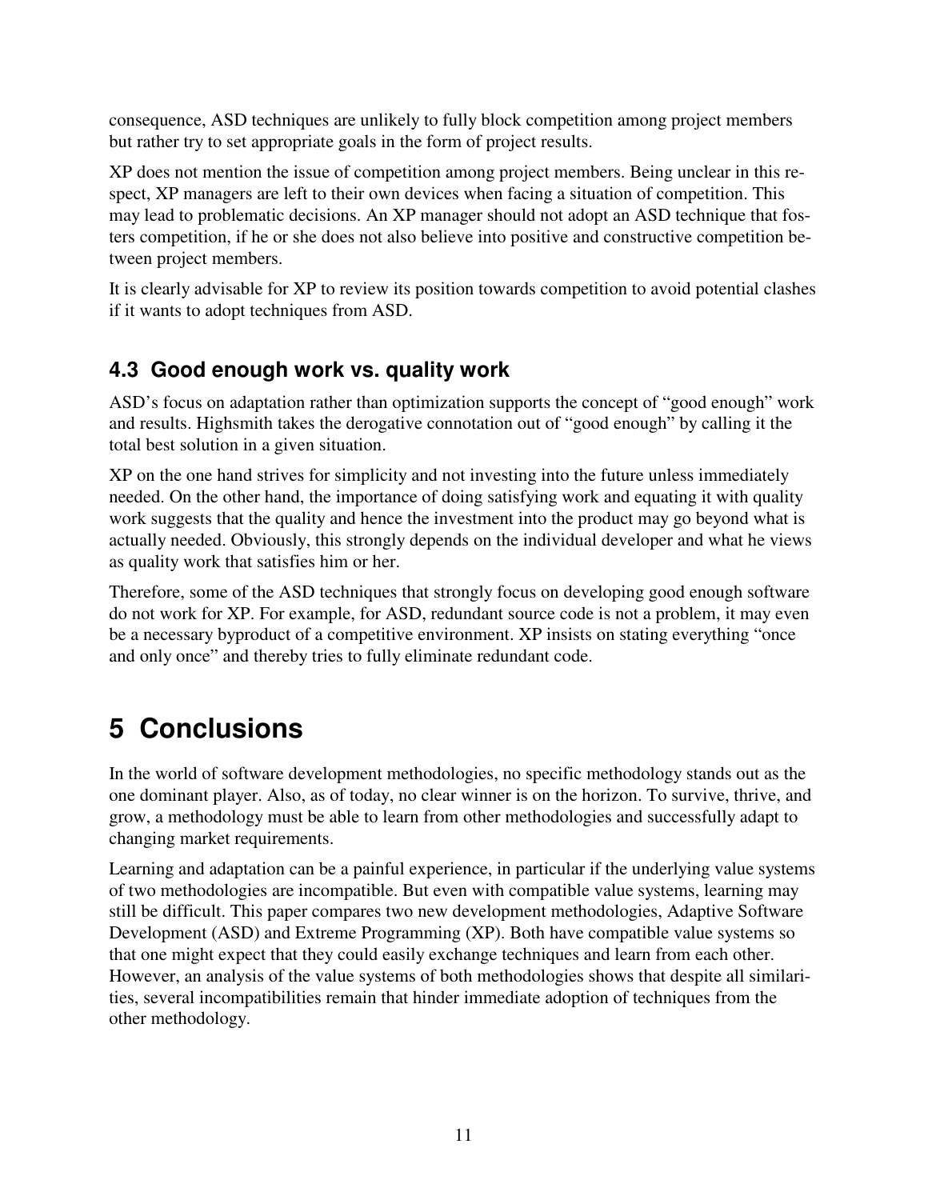consequence, ASD techniques are unlikely to fully block competition among project members but rather try to set appropriate goals in the form of project results.

XP does not mention the issue of competition among project members. Being unclear in this respect, XP managers are left to their own devices when facing a situation of competition. This may lead to problematic decisions. An XP manager should not adopt an ASD technique that fosters competition, if he or she does not also believe into positive and constructive competition between project members.

It is clearly advisable for XP to review its position towards competition to avoid potential clashes if it wants to adopt techniques from ASD.

### 4.3 Good enough work vs. quality work

ASD's focus on adaptation rather than optimization supports the concept of "good enough" work and results. Highsmith takes the derogative connotation out of "good enough" by calling it the total best solution in a given situation.

XP on the one hand strives for simplicity and not investing into the future unless immediately needed. On the other hand, the importance of doing satisfying work and equating it with quality work suggests that the quality and hence the investment into the product may go beyond what is actually needed. Obviously, this strongly depends on the individual developer and what he views as quality work that satisfies him or her.

Therefore, some of the ASD techniques that strongly focus on developing good enough software do not work for XP. For example, for ASD, redundant source code is not a problem, it may even be a necessary byproduct of a competitive environment. XP insists on stating everything "once and only once" and thereby tries to fully eliminate redundant code.

## 5 Conclusions

In the world of software development methodologies, no specific methodology stands out as the one dominant player. Also, as of today, no clear winner is on the horizon. To survive, thrive, and grow, a methodology must be able to learn from other methodologies and successfully adapt to changing market requirements.

Learning and adaptation can be a painful experience, in particular if the underlying value systems of two methodologies are incompatible. But even with compatible value systems, learning may still be difficult. This paper compares two new development methodologies, Adaptive Software Development (ASD) and Extreme Programming (XP). Both have compatible value systems so that one might expect that they could easily exchange techniques and learn from each other. However, an analysis of the value systems of both methodologies shows that despite all similarities, several incompatibilities remain that hinder immediate adoption of techniques from the other methodology.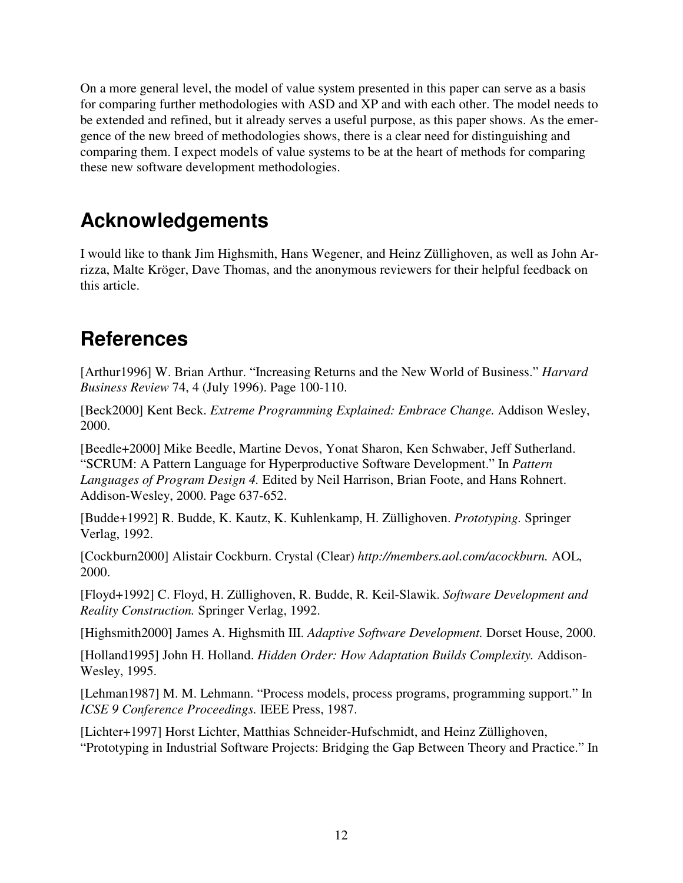On a more general level, the model of value system presented in this paper can serve as a basis for comparing further methodologies with ASD and XP and with each other. The model needs to be extended and refined, but it already serves a useful purpose, as this paper shows. As the emergence of the new breed of methodologies shows, there is a clear need for distinguishing and comparing them. I expect models of value systems to be at the heart of methods for comparing these new software development methodologies.

## Acknowledgements

I would like to thank Jim Highsmith, Hans Wegener, and Heinz Züllighoven, as well as John Arrizza, Malte Kröger, Dave Thomas, and the anonymous reviewers for their helpful feedback on this article.

## References

[Arthur1996] W. Brian Arthur. "Increasing Returns and the New World of Business." *Harvard Business Review* 74, 4 (July 1996). Page 100-110.

[Beck2000] Kent Beck. *Extreme Programming Explained: Embrace Change.* Addison Wesley, 2000.

[Beedle+2000] Mike Beedle, Martine Devos, Yonat Sharon, Ken Schwaber, Jeff Sutherland. "SCRUM: A Pattern Language for Hyperproductive Software Development." In *Pattern Languages of Program Design 4.* Edited by Neil Harrison, Brian Foote, and Hans Rohnert. Addison-Wesley, 2000. Page 637-652.

[Budde+1992] R. Budde, K. Kautz, K. Kuhlenkamp, H. Züllighoven. *Prototyping.* Springer Verlag, 1992.

[Cockburn2000] Alistair Cockburn. Crystal (Clear) *http://members.aol.com/acockburn.* AOL, 2000.

[Floyd+1992] C. Floyd, H. Züllighoven, R. Budde, R. Keil-Slawik. *Software Development and Reality Construction.* Springer Verlag, 1992.

[Highsmith2000] James A. Highsmith III. *Adaptive Software Development.* Dorset House, 2000.

[Holland1995] John H. Holland. *Hidden Order: How Adaptation Builds Complexity.* Addison-Wesley, 1995.

[Lehman1987] M. M. Lehmann. "Process models, process programs, programming support." In *ICSE 9 Conference Proceedings.* IEEE Press, 1987.

[Lichter+1997] Horst Lichter, Matthias Schneider-Hufschmidt, and Heinz Züllighoven, "Prototyping in Industrial Software Projects: Bridging the Gap Between Theory and Practice." In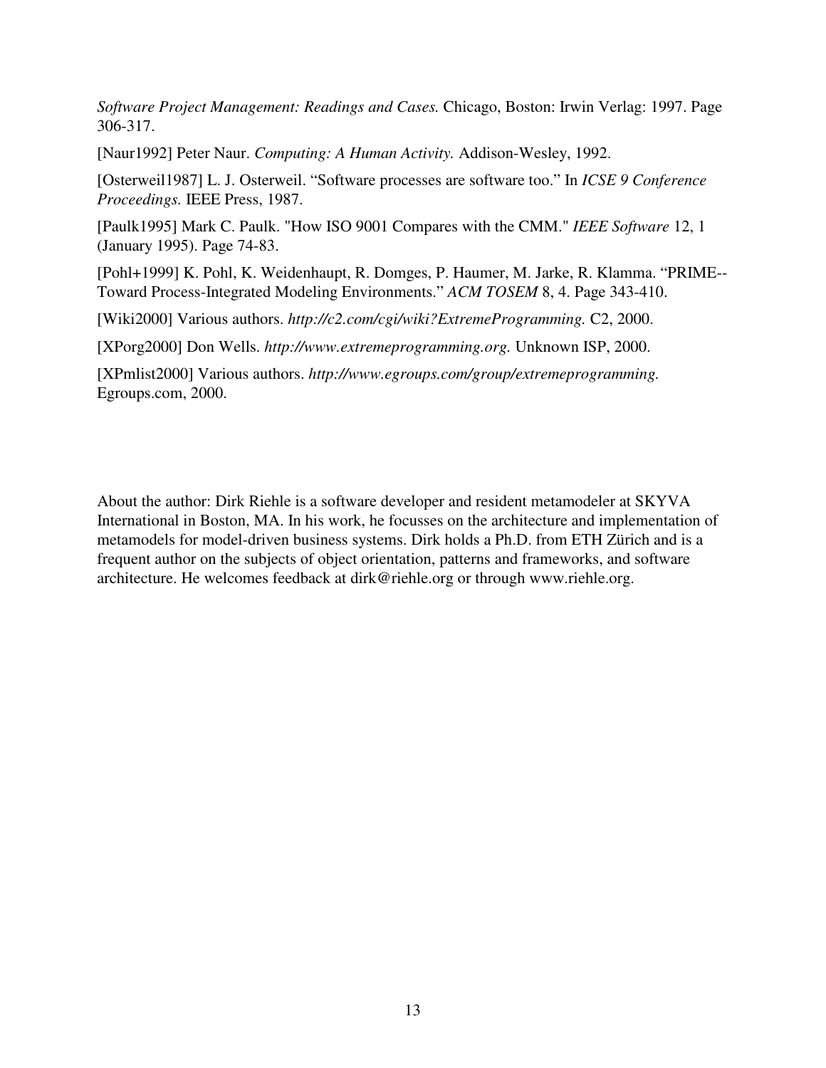*Software Project Management: Readings and Cases.* Chicago, Boston: Irwin Verlag: 1997. Page 306-317.

[Naur1992] Peter Naur. *Computing: A Human Activity.* Addison-Wesley, 1992.

[Osterweil1987] L. J. Osterweil. "Software processes are software too." In *ICSE 9 Conference Proceedings.* IEEE Press, 1987.

[Paulk1995] Mark C. Paulk. "How ISO 9001 Compares with the CMM." *IEEE Software* 12, 1 (January 1995). Page 74-83.

[Pohl+1999] K. Pohl, K. Weidenhaupt, R. Domges, P. Haumer, M. Jarke, R. Klamma. "PRIME--Toward Process-Integrated Modeling Environments." *ACM TOSEM* 8, 4. Page 343-410.

[Wiki2000] Various authors. *http://c2.com/cgi/wiki?ExtremeProgramming.* C2, 2000.

[XPorg2000] Don Wells. *http://www.extremeprogramming.org.* Unknown ISP, 2000.

[XPmlist2000] Various authors. *http://www.egroups.com/group/extremeprogramming.* Egroups.com, 2000.

About the author: Dirk Riehle is a software developer and resident metamodeler at SKYVA International in Boston, MA. In his work, he focusses on the architecture and implementation of metamodels for model-driven business systems. Dirk holds a Ph.D. from ETH Zürich and is a frequent author on the subjects of object orientation, patterns and frameworks, and software architecture. He welcomes feedback at dirk@riehle.org or through www.riehle.org.